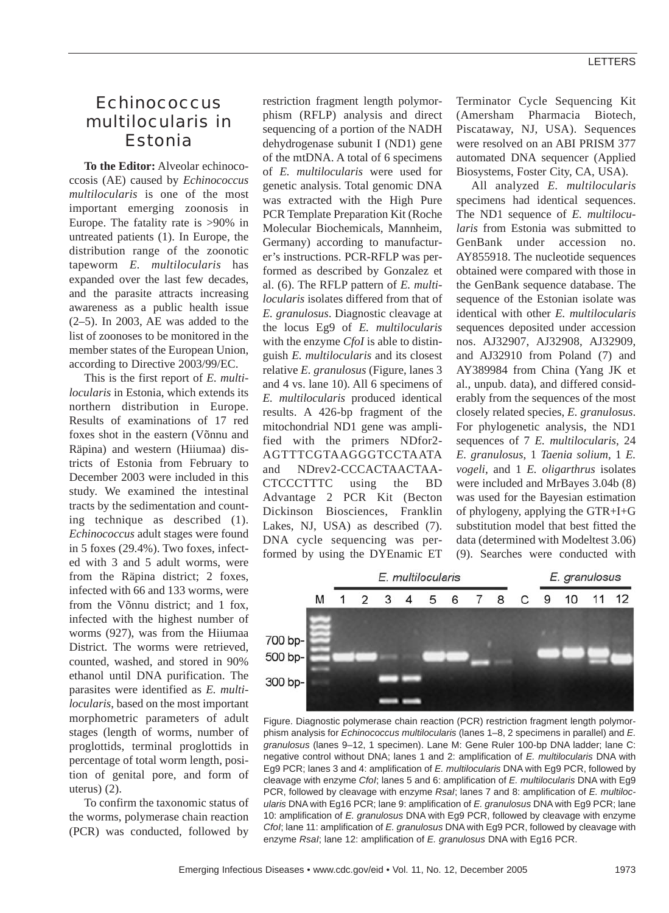# Echinococcus multilocularis in Estonia

**To the Editor:** Alveolar echinococcosis (AE) caused by *Echinococcus multilocularis* is one of the most important emerging zoonosis in Europe. The fatality rate is >90% in untreated patients (1). In Europe, the distribution range of the zoonotic tapeworm *E. multilocularis* has expanded over the last few decades, and the parasite attracts increasing awareness as a public health issue (2–5). In 2003, AE was added to the list of zoonoses to be monitored in the member states of the European Union, according to Directive 2003/99/EC.

This is the first report of *E. multilocularis* in Estonia, which extends its northern distribution in Europe. Results of examinations of 17 red foxes shot in the eastern (Võnnu and Räpina) and western (Hiiumaa) districts of Estonia from February to December 2003 were included in this study. We examined the intestinal tracts by the sedimentation and counting technique as described (1). *Echinococcus* adult stages were found in 5 foxes (29.4%). Two foxes, infected with 3 and 5 adult worms, were from the Räpina district; 2 foxes, infected with 66 and 133 worms, were from the Võnnu district; and 1 fox, infected with the highest number of worms (927), was from the Hiiumaa District. The worms were retrieved, counted, washed, and stored in 90% ethanol until DNA purification. The parasites were identified as *E. multilocularis*, based on the most important morphometric parameters of adult stages (length of worms, number of proglottids, terminal proglottids in percentage of total worm length, position of genital pore, and form of uterus) (2).

To confirm the taxonomic status of the worms, polymerase chain reaction (PCR) was conducted, followed by restriction fragment length polymorphism (RFLP) analysis and direct sequencing of a portion of the NADH dehydrogenase subunit I (ND1) gene of the mtDNA. A total of 6 specimens of *E. multilocularis* were used for genetic analysis. Total genomic DNA was extracted with the High Pure PCR Template Preparation Kit (Roche Molecular Biochemicals, Mannheim, Germany) according to manufacturer's instructions. PCR-RFLP was performed as described by Gonzalez et al. (6). The RFLP pattern of *E. multilocularis* isolates differed from that of *E. granulosus*. Diagnostic cleavage at the locus Eg9 of *E. multilocularis* with the enzyme *CfoI* is able to distinguish *E. multilocularis* and its closest relative *E. granulosus* (Figure, lanes 3 and 4 vs. lane 10). All 6 specimens of *E. multilocularis* produced identical results. A 426-bp fragment of the mitochondrial ND1 gene was amplified with the primers NDfor2-AGTTTCGTAAGGGTCCTAATA and NDrev2-CCCACTAACTAA-CTCCCTTTC using the BD Advantage 2 PCR Kit (Becton Dickinson Biosciences, Franklin Lakes, NJ, USA) as described (7). DNA cycle sequencing was performed by using the DYEnamic ET Terminator Cycle Sequencing Kit (Amersham Pharmacia Biotech, Piscataway, NJ, USA). Sequences were resolved on an ABI PRISM 377 automated DNA sequencer (Applied Biosystems, Foster City, CA, USA).

All analyzed *E. multilocularis* specimens had identical sequences. The ND1 sequence of *E. multilocularis* from Estonia was submitted to GenBank under accession no. AY855918. The nucleotide sequences obtained were compared with those in the GenBank sequence database. The sequence of the Estonian isolate was identical with other *E. multilocularis* sequences deposited under accession nos. AJ32907, AJ32908, AJ32909, and AJ32910 from Poland (7) and AY389984 from China (Yang JK et al., unpub. data), and differed considerably from the sequences of the most closely related species, *E. granulosus*. For phylogenetic analysis, the ND1 sequences of 7 *E. multilocularis*, 24 *E. granulosus*, 1 *Taenia solium*, 1 *E. vogeli*, and 1 *E. oligarthrus* isolates were included and MrBayes 3.04b (8) was used for the Bayesian estimation of phylogeny, applying the GTR+I+G substitution model that best fitted the data (determined with Modeltest 3.06) (9). Searches were conducted with

Figure. Diagnostic polymerase chain reaction (PCR) restriction fragment length polymorphism analysis for *Echinococcus multilocularis* (lanes 1–8, 2 specimens in parallel) and *E. granulosus* (lanes 9–12, 1 specimen). Lane M: Gene Ruler 100-bp DNA ladder; lane C: negative control without DNA; lanes 1 and 2: amplification of *E. multilocularis* DNA with Eg9 PCR; lanes 3 and 4: amplification of *E. multilocularis* DNA with Eg9 PCR, followed by cleavage with enzyme *CfoI*; lanes 5 and 6: amplification of *E. multilocularis* DNA with Eg9 PCR, followed by cleavage with enzyme *RsaI*; lanes 7 and 8: amplification of *E. multilocularis* DNA with Eg16 PCR; lane 9: amplification of *E. granulosus* DNA with Eg9 PCR; lane 10: amplification of *E. granulosus* DNA with Eg9 PCR, followed by cleavage with enzyme *CfoI*; lane 11: amplification of *E. granulosus* DNA with Eg9 PCR, followed by cleavage with enzyme *RsaI*; lane 12: amplification of *E. granulosus* DNA with Eg16 PCR.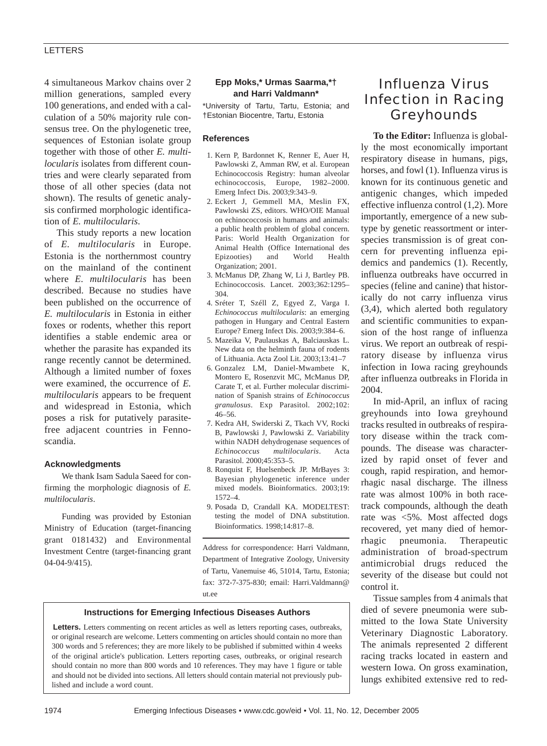4 simultaneous Markov chains over 2 million generations, sampled every 100 generations, and ended with a calculation of a 50% majority rule consensus tree. On the phylogenetic tree, sequences of Estonian isolate group together with those of other *E. multilocularis* isolates from different countries and were clearly separated from those of all other species (data not shown). The results of genetic analysis confirmed morphologic identification of *E. multilocularis*.

This study reports a new location of *E. multilocularis* in Europe. Estonia is the northernmost country on the mainland of the continent where *E. multilocularis* has been described. Because no studies have been published on the occurrence of *E. multilocularis* in Estonia in either foxes or rodents, whether this report identifies a stable endemic area or whether the parasite has expanded its range recently cannot be determined. Although a limited number of foxes were examined, the occurrence of *E. multilocularis* appears to be frequent and widespread in Estonia, which poses a risk for putatively parasite-free adjacent countries in Fennoscandia.

### Acknowledgments

We thank Isam Sadula Saeed for confirming the morphologic diagnosis of *E. multilocularis*.

Funding was provided by Estonian Ministry of Education (target-financing grant 0181432) and Environmental Investment Centre (target-financing grant 04-04-9/415).

**Epp Moks,\* Urmas Saarma,\*† and Harri Valdmann\***

\*University of Tartu, Tartu, Estonia; and †Estonian Biocentre, Tartu, Estonia

### References

1. Kern P, Bardonnet K, Renner E, Auer H, Pawlowski Z, Amman RW, et al. European Echinococcosis Registry: human alveolar echinococcosis, Europe, 1982–2000. Emerg Infect Dis. 2003;9:343–9.
2. Eckert J, Gemmell MA, Meslin FX, Pawlowski ZS, editors. WHO/OIE Manual on echinococcosis in humans and animals: a public health problem of global concern. Paris: World Health Organization for Animal Health (Office International des Epizooties) and World Health Organization; 2001.
3. McManus DP, Zhang W, Li J, Bartley PB. Echinococcosis. Lancet. 2003;362:1295–304.
4. Sréter T, Széll Z, Egyed Z, Varga I. *Echinococcus multilocularis*: an emerging pathogen in Hungary and Central Eastern Europe? Emerg Infect Dis. 2003;9:384–6.
5. Mazeika V, Paulauskas A, Balciauskas L. New data on the helminth fauna of rodents of Lithuania. Acta Zool Lit. 2003;13:41–7
6. Gonzalez LM, Daniel-Mwambete K, Montero E, Rosenzvit MC, McManus DP, Carate T, et al. Further molecular discrimination of Spanish strains of *Echinococcus granulosus*. Exp Parasitol. 2002;102: 46–56.
7. Kedra AH, Swiderski Z, Tkach VV, Rocki B, Pawlowski J, Pawlowski Z. Variability within NADH dehydrogenase sequences of *Echinococcus multilocularis*. Acta Parasitol. 2000;45:353–5.
8. Ronquist F, Huelsenbeck JP. MrBayes 3: Bayesian phylogenetic inference under mixed models. Bioinformatics. 2003;19: 1572–4.
9. Posada D, Crandall KA. MODELTEST: testing the model of DNA substitution. Bioinformatics. 1998;14:817–8.

Address for correspondence: Harri Valdmann, Department of Integrative Zoology, University of Tartu, Vanemuise 46, 51014, Tartu, Estonia; fax: 372-7-375-830; email: Harri.Valdmann@ut.ee

### Instructions for Emerging Infectious Diseases Authors

**Letters.** Letters commenting on recent articles as well as letters reporting cases, outbreaks, or original research are welcome. Letters commenting on articles should contain no more than 300 words and 5 references; they are more likely to be published if submitted within 4 weeks of the original article's publication. Letters reporting cases, outbreaks, or original research should contain no more than 800 words and 10 references. They may have 1 figure or table and should not be divided into sections. All letters should contain material not previously published and include a word count.

# Influenza Virus Infection in Racing Greyhounds

**To the Editor:** Influenza is globally the most economically important respiratory disease in humans, pigs, horses, and fowl (1). Influenza virus is known for its continuous genetic and antigenic changes, which impeded effective influenza control (1,2). More importantly, emergence of a new subtype by genetic reassortment or interspecies transmission is of great concern for preventing influenza epidemics and pandemics (1). Recently, influenza outbreaks have occurred in species (feline and canine) that historically do not carry influenza virus (3,4), which alerted both regulatory and scientific communities to expansion of the host range of influenza virus. We report an outbreak of respiratory disease by influenza virus infection in Iowa racing greyhounds after influenza outbreaks in Florida in 2004.

In mid-April, an influx of racing greyhounds into Iowa greyhound tracks resulted in outbreaks of respiratory disease within the track compounds. The disease was characterized by rapid onset of fever and cough, rapid respiration, and hemorrhagic nasal discharge. The illness rate was almost 100% in both racetrack compounds, although the death rate was <5%. Most affected dogs recovered, yet many died of hemorrhagic pneumonia. Therapeutic administration of broad-spectrum antimicrobial drugs reduced the severity of the disease but could not control it.

Tissue samples from 4 animals that died of severe pneumonia were submitted to the Iowa State University Veterinary Diagnostic Laboratory. The animals represented 2 different racing tracks located in eastern and western Iowa. On gross examination, lungs exhibited extensive red to red-